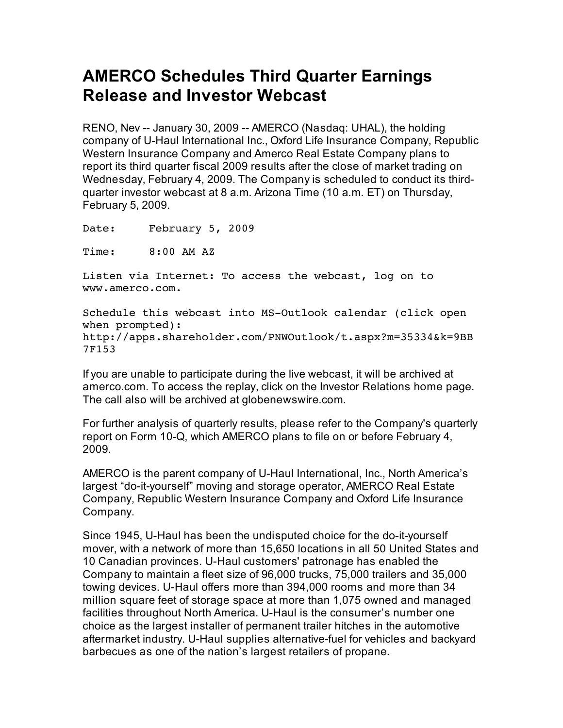# AMERCO Schedules Third Quarter Earnings Release and Investor Webcast

RENO, Nev -- January 30, 2009 -- AMERCO (Nasdaq: UHAL), the holding company of U-Haul International Inc., Oxford Life Insurance Company, Republic Western Insurance Company and Amerco Real Estate Company plans to report its third quarter fiscal 2009 results after the close of market trading on Wednesday, February 4, 2009. The Company is scheduled to conduct its third-quarter investor webcast at 8 a.m. Arizona Time (10 a.m. ET) on Thursday, February 5, 2009.

Date: February 5, 2009

Time: 8:00 AM AZ

Listen via Internet: To access the webcast, log on to www.amerco.com.

Schedule this webcast into MS-Outlook calendar (click open when prompted): http://apps.shareholder.com/PNWOutlook/t.aspx?m=35334&k=9BB7F153

If you are unable to participate during the live webcast, it will be archived at amerco.com. To access the replay, click on the Investor Relations home page. The call also will be archived at globenewswire.com.

For further analysis of quarterly results, please refer to the Company's quarterly report on Form 10-Q, which AMERCO plans to file on or before February 4, 2009.

AMERCO is the parent company of U-Haul International, Inc., North America's largest "do-it-yourself" moving and storage operator, AMERCO Real Estate Company, Republic Western Insurance Company and Oxford Life Insurance Company.

Since 1945, U-Haul has been the undisputed choice for the do-it-yourself mover, with a network of more than 15,650 locations in all 50 United States and 10 Canadian provinces. U-Haul customers' patronage has enabled the Company to maintain a fleet size of 96,000 trucks, 75,000 trailers and 35,000 towing devices. U-Haul offers more than 394,000 rooms and more than 34 million square feet of storage space at more than 1,075 owned and managed facilities throughout North America. U-Haul is the consumer's number one choice as the largest installer of permanent trailer hitches in the automotive aftermarket industry. U-Haul supplies alternative-fuel for vehicles and backyard barbecues as one of the nation's largest retailers of propane.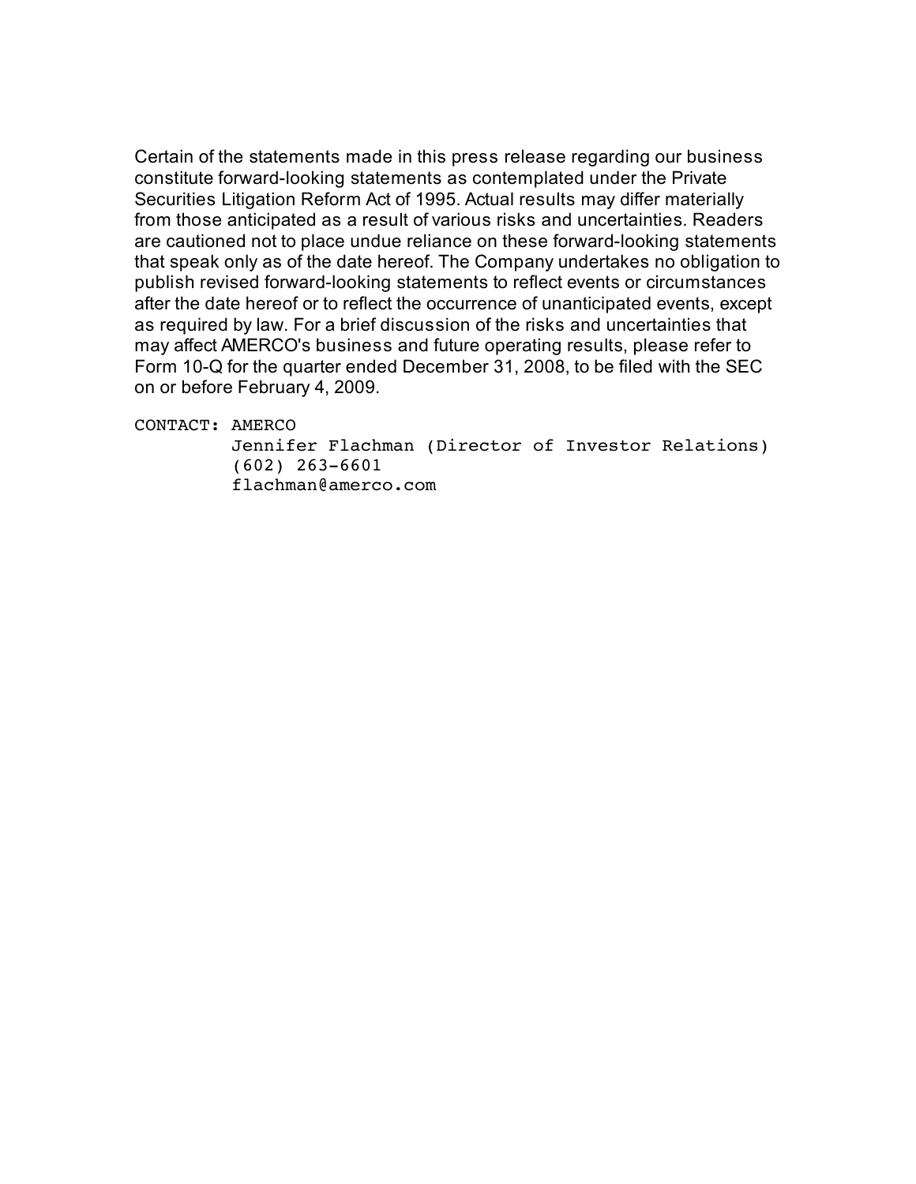Certain of the statements made in this press release regarding our business constitute forward-looking statements as contemplated under the Private Securities Litigation Reform Act of 1995. Actual results may differ materially from those anticipated as a result of various risks and uncertainties. Readers are cautioned not to place undue reliance on these forward-looking statements that speak only as of the date hereof. The Company undertakes no obligation to publish revised forward-looking statements to reflect events or circumstances after the date hereof or to reflect the occurrence of unanticipated events, except as required by law. For a brief discussion of the risks and uncertainties that may affect AMERCO's business and future operating results, please refer to Form 10-Q for the quarter ended December 31, 2008, to be filed with the SEC on or before February 4, 2009.

```
CONTACT: AMERCO
         Jennifer Flachman (Director of Investor Relations)
         (602) 263-6601
         flachman@amerco.com
```